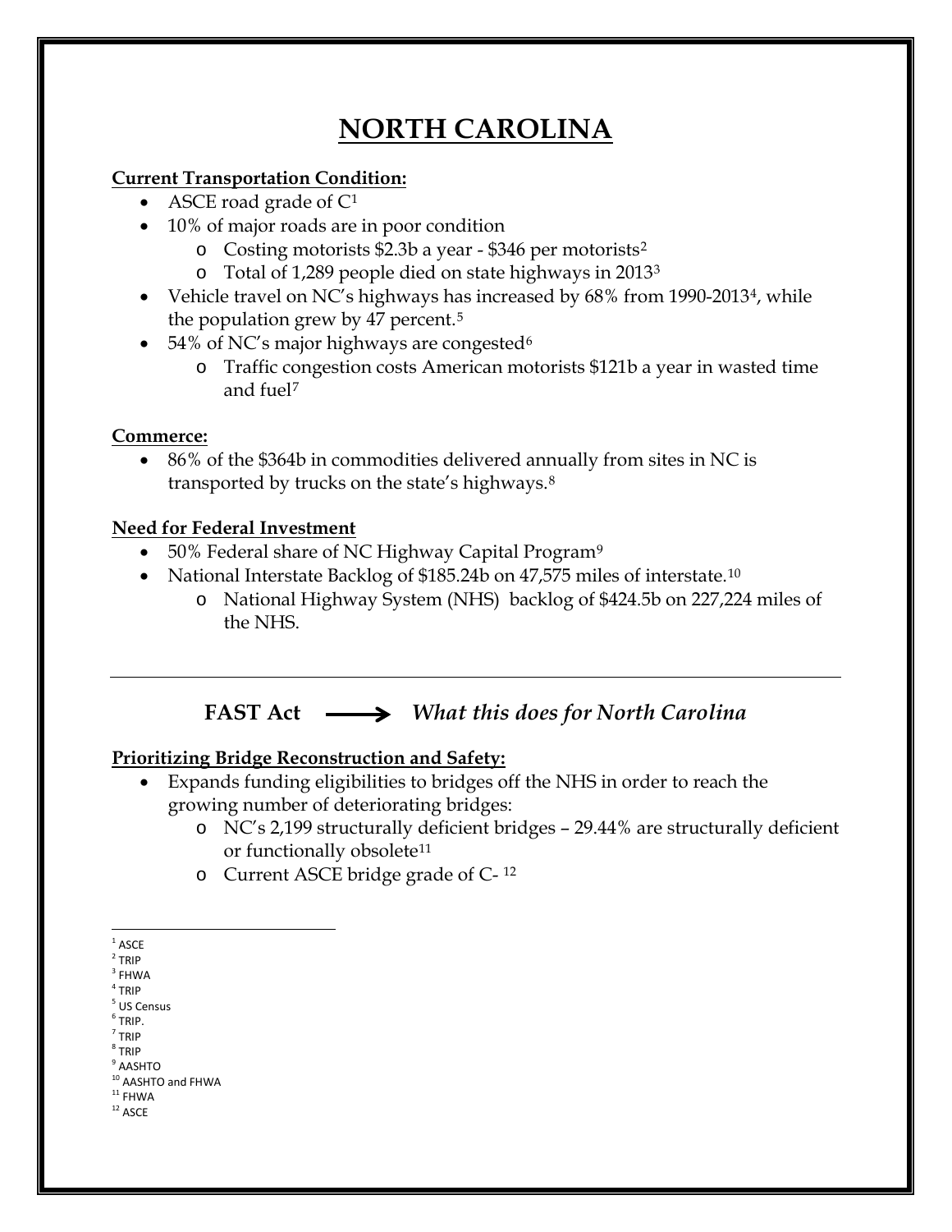# NORTH CAROLINA

**Current Transportation Condition:**

- ASCE road grade of C[1]
- 10% of major roads are in poor condition
  - Costing motorists \$2.3b a year - \$346 per motorists[2]
  - Total of 1,289 people died on state highways in 2013[3]
- Vehicle travel on NC's highways has increased by 68% from 1990-2013[4], while the population grew by 47 percent.[5]
- 54% of NC's major highways are congested[6]
  - Traffic congestion costs American motorists \$121b a year in wasted time and fuel[7]

**Commerce:**

- 86% of the \$364b in commodities delivered annually from sites in NC is transported by trucks on the state's highways.[8]

**Need for Federal Investment**

- 50% Federal share of NC Highway Capital Program[9]
- National Interstate Backlog of \$185.24b on 47,575 miles of interstate.[10]
  - National Highway System (NHS) backlog of \$424.5b on 227,224 miles of the NHS.

---

## FAST Act ⟶ *What this does for North Carolina*

**Prioritizing Bridge Reconstruction and Safety:**

- Expands funding eligibilities to bridges off the NHS in order to reach the growing number of deteriorating bridges:
  - NC's 2,199 structurally deficient bridges – 29.44% are structurally deficient or functionally obsolete[11]
  - Current ASCE bridge grade of C- [12]

---

[1] ASCE
[2] TRIP
[3] FHWA
[4] TRIP
[5] US Census
[6] TRIP.
[7] TRIP
[8] TRIP
[9] AASHTO
[10] AASHTO and FHWA
[11] FHWA
[12] ASCE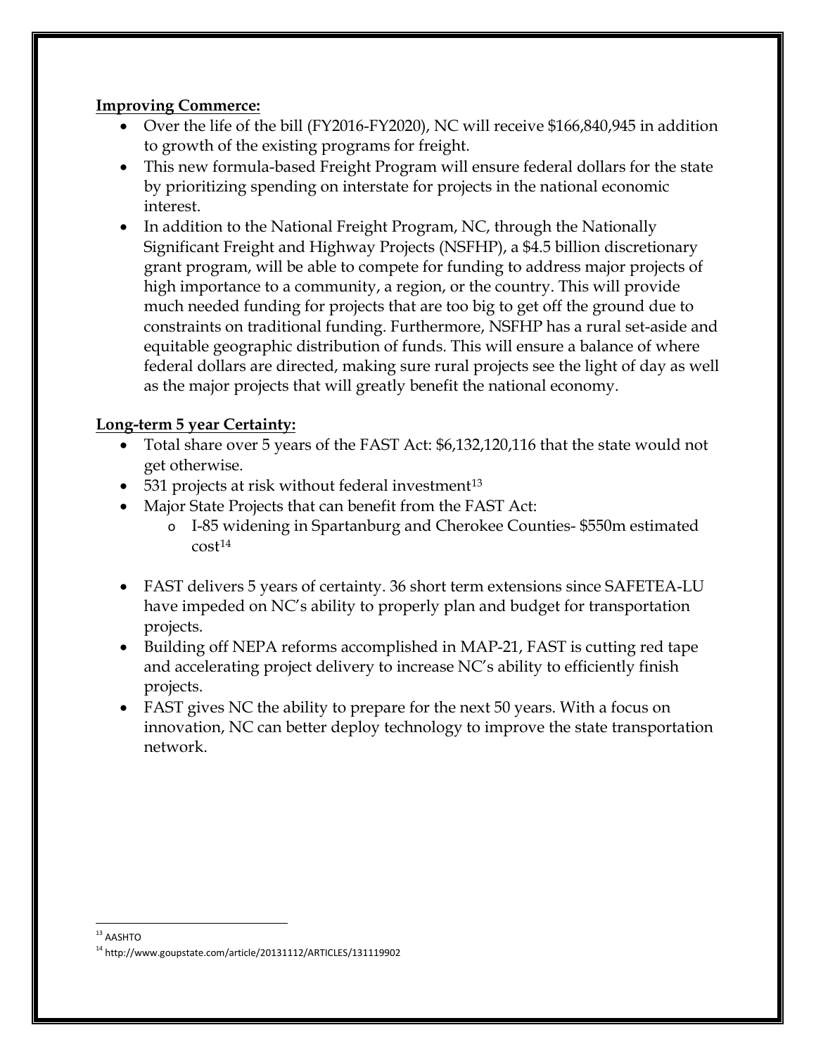**Improving Commerce:**

- Over the life of the bill (FY2016-FY2020), NC will receive $166,840,945 in addition to growth of the existing programs for freight.
- This new formula-based Freight Program will ensure federal dollars for the state by prioritizing spending on interstate for projects in the national economic interest.
- In addition to the National Freight Program, NC, through the Nationally Significant Freight and Highway Projects (NSFHP), a $4.5 billion discretionary grant program, will be able to compete for funding to address major projects of high importance to a community, a region, or the country. This will provide much needed funding for projects that are too big to get off the ground due to constraints on traditional funding. Furthermore, NSFHP has a rural set-aside and equitable geographic distribution of funds. This will ensure a balance of where federal dollars are directed, making sure rural projects see the light of day as well as the major projects that will greatly benefit the national economy.

**Long-term 5 year Certainty:**

- Total share over 5 years of the FAST Act: $6,132,120,116 that the state would not get otherwise.
- 531 projects at risk without federal investment[13]
- Major State Projects that can benefit from the FAST Act:
  - I-85 widening in Spartanburg and Cherokee Counties- $550m estimated cost[14]
- FAST delivers 5 years of certainty. 36 short term extensions since SAFETEA-LU have impeded on NC's ability to properly plan and budget for transportation projects.
- Building off NEPA reforms accomplished in MAP-21, FAST is cutting red tape and accelerating project delivery to increase NC's ability to efficiently finish projects.
- FAST gives NC the ability to prepare for the next 50 years. With a focus on innovation, NC can better deploy technology to improve the state transportation network.

---

[13] AASHTO

[14] http://www.goupstate.com/article/20131112/ARTICLES/131119902